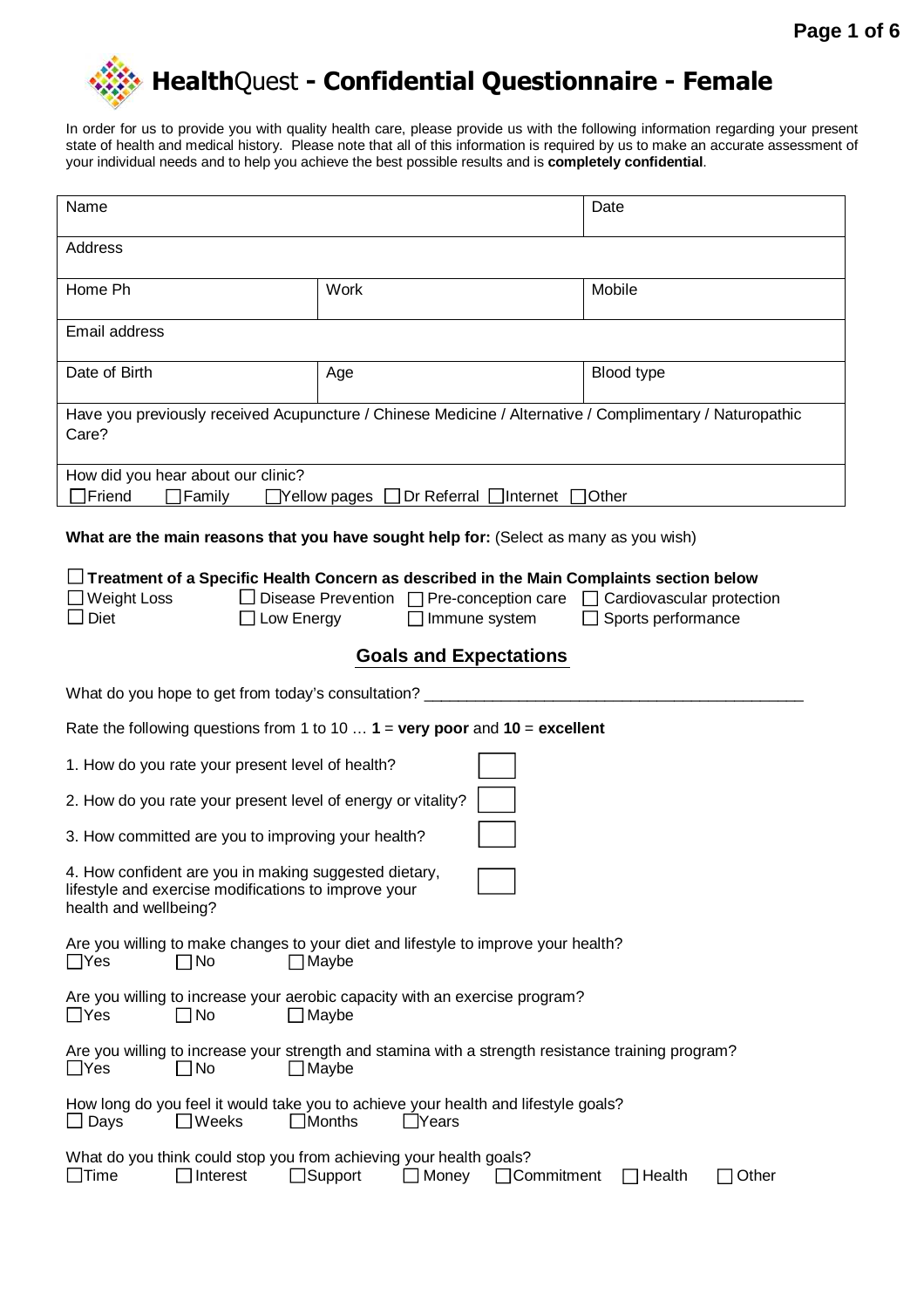# **Health**Quest - Confidential Questionnaire - Female

In order for us to provide you with quality health care, please provide us with the following information regarding your present state of health and medical history. Please note that all of this information is required by us to make an accurate assessment of your individual needs and to help you achieve the best possible results and is **completely confidential**.

| Name | | Date |
|---|---|---|
| Address | | |
| Home Ph | Work | Mobile |
| Email address | | |
| Date of Birth | Age | Blood type |
| Have you previously received Acupuncture / Chinese Medicine / Alternative / Complimentary / Naturopathic Care? | | |
| How did you hear about our clinic? ☐Friend ☐Family ☐Yellow pages ☐Dr Referral ☐Internet ☐Other | | |

**What are the main reasons that you have sought help for:** (Select as many as you wish)

☐ **Treatment of a Specific Health Concern as described in the Main Complaints section below**

☐ Weight Loss ☐ Disease Prevention ☐ Pre-conception care ☐ Cardiovascular protection

☐ Diet ☐ Low Energy ☐ Immune system ☐ Sports performance

## Goals and Expectations

What do you hope to get from today's consultation? ____________________________________________

Rate the following questions from 1 to 10 … **1** = **very poor** and **10** = **excellent**

1. How do you rate your present level of health? ☐
2. How do you rate your present level of energy or vitality? ☐
3. How committed are you to improving your health? ☐
4. How confident are you in making suggested dietary, lifestyle and exercise modifications to improve your health and wellbeing? ☐

Are you willing to make changes to your diet and lifestyle to improve your health?
☐Yes ☐No ☐Maybe

Are you willing to increase your aerobic capacity with an exercise program?
☐Yes ☐No ☐Maybe

Are you willing to increase your strength and stamina with a strength resistance training program?
☐Yes ☐No ☐Maybe

How long do you feel it would take you to achieve your health and lifestyle goals?
☐ Days ☐Weeks ☐Months ☐Years

What do you think could stop you from achieving your health goals?
☐Time ☐Interest ☐Support ☐ Money ☐Commitment ☐ Health ☐ Other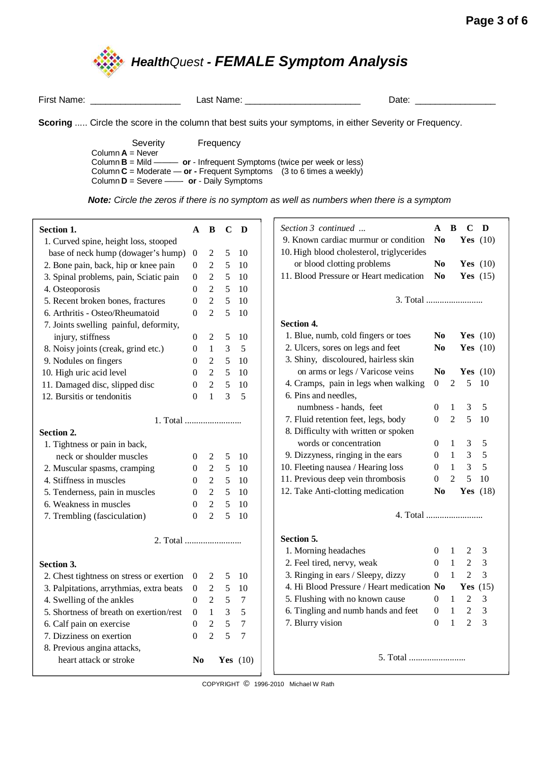# *Health*Quest - *FEMALE Symptom Analysis*

First Name: __________________ Last Name: ______________________ Date: ________________

**Scoring** ..... Circle the score in the column that best suits your symptoms, in either Severity or Frequency.

| Severity | Frequency |
| --- | --- |
| Column **A** = Never | |
| Column **B** = Mild | **or** - Infrequent Symptoms (twice per week or less) |
| Column **C** = Moderate | **or** - Frequent Symptoms (3 to 6 times a weekly) |
| Column **D** = Severe | **or** - Daily Symptoms |

***Note:*** *Circle the zeros if there is no symptom as well as numbers when there is a symptom*

| **Section 1.** | **A** | **B** | **C** | **D** |
| --- | --- | --- | --- | --- |
| 1. Curved spine, height loss, stooped base of neck hump (dowager's hump) | 0 | 2 | 5 | 10 |
| 2. Bone pain, back, hip or knee pain | 0 | 2 | 5 | 10 |
| 3. Spinal problems, pain, Sciatic pain | 0 | 2 | 5 | 10 |
| 4. Osteoporosis | 0 | 2 | 5 | 10 |
| 5. Recent broken bones, fractures | 0 | 2 | 5 | 10 |
| 6. Arthritis - Osteo/Rheumatoid | 0 | 2 | 5 | 10 |
| 7. Joints swelling painful, deformity, injury, stiffness | 0 | 2 | 5 | 10 |
| 8. Noisy joints (creak, grind etc.) | 0 | 1 | 3 | 5 |
| 9. Nodules on fingers | 0 | 2 | 5 | 10 |
| 10. High uric acid level | 0 | 2 | 5 | 10 |
| 11. Damaged disc, slipped disc | 0 | 2 | 5 | 10 |
| 12. Bursitis or tendonitis | 0 | 1 | 3 | 5 |

1. Total .........................

| **Section 2.** | **A** | **B** | **C** | **D** |
| --- | --- | --- | --- | --- |
| 1. Tightness or pain in back, neck or shoulder muscles | 0 | 2 | 5 | 10 |
| 2. Muscular spasms, cramping | 0 | 2 | 5 | 10 |
| 4. Stiffness in muscles | 0 | 2 | 5 | 10 |
| 5. Tenderness, pain in muscles | 0 | 2 | 5 | 10 |
| 6. Weakness in muscles | 0 | 2 | 5 | 10 |
| 7. Trembling (fasciculation) | 0 | 2 | 5 | 10 |

2. Total .........................

| **Section 3.** | **A** | **B** | **C** | **D** |
| --- | --- | --- | --- | --- |
| 2. Chest tightness on stress or exertion | 0 | 2 | 5 | 10 |
| 3. Palpitations, arrythmias, extra beats | 0 | 2 | 5 | 10 |
| 4. Swelling of the ankles | 0 | 2 | 5 | 7 |
| 5. Shortness of breath on exertion/rest | 0 | 1 | 3 | 5 |
| 6. Calf pain on exercise | 0 | 2 | 5 | 7 |
| 7. Dizziness on exertion | 0 | 2 | 5 | 7 |
| 8. Previous angina attacks, heart attack or stroke | **No** | | **Yes** (10) | |
| 9. Known cardiac murmur or condition | **No** | | **Yes** (10) | |
| 10. High blood cholesterol, triglycerides or blood clotting problems | **No** | | **Yes** (10) | |
| 11. Blood Pressure or Heart medication | **No** | | **Yes** (15) | |

3. Total .........................

| **Section 4.** | **A** | **B** | **C** | **D** |
| --- | --- | --- | --- | --- |
| 1. Blue, numb, cold fingers or toes | **No** | | **Yes** (10) | |
| 2. Ulcers, sores on legs and feet | **No** | | **Yes** (10) | |
| 3. Shiny, discoloured, hairless skin on arms or legs / Varicose veins | **No** | | **Yes** (10) | |
| 4. Cramps, pain in legs when walking | 0 | 2 | 5 | 10 |
| 6. Pins and needles, numbness - hands, feet | 0 | 1 | 3 | 5 |
| 7. Fluid retention feet, legs, body | 0 | 2 | 5 | 10 |
| 8. Difficulty with written or spoken words or concentration | 0 | 1 | 3 | 5 |
| 9. Dizzyness, ringing in the ears | 0 | 1 | 3 | 5 |
| 10. Fleeting nausea / Hearing loss | 0 | 1 | 3 | 5 |
| 11. Previous deep vein thrombosis | 0 | 2 | 5 | 10 |
| 12. Take Anti-clotting medication | **No** | | **Yes** (18) | |

4. Total .........................

| **Section 5.** | **A** | **B** | **C** | **D** |
| --- | --- | --- | --- | --- |
| 1. Morning headaches | 0 | 1 | 2 | 3 |
| 2. Feel tired, nervy, weak | 0 | 1 | 2 | 3 |
| 3. Ringing in ears / Sleepy, dizzy | 0 | 1 | 2 | 3 |
| 4. Hi Blood Pressure / Heart medication | **No** | | **Yes** (15) | |
| 5. Flushing with no known cause | 0 | 1 | 2 | 3 |
| 6. Tingling and numb hands and feet | 0 | 1 | 2 | 3 |
| 7. Blurry vision | 0 | 1 | 2 | 3 |

5. Total .........................

COPYRIGHT © 1996-2010 Michael W Rath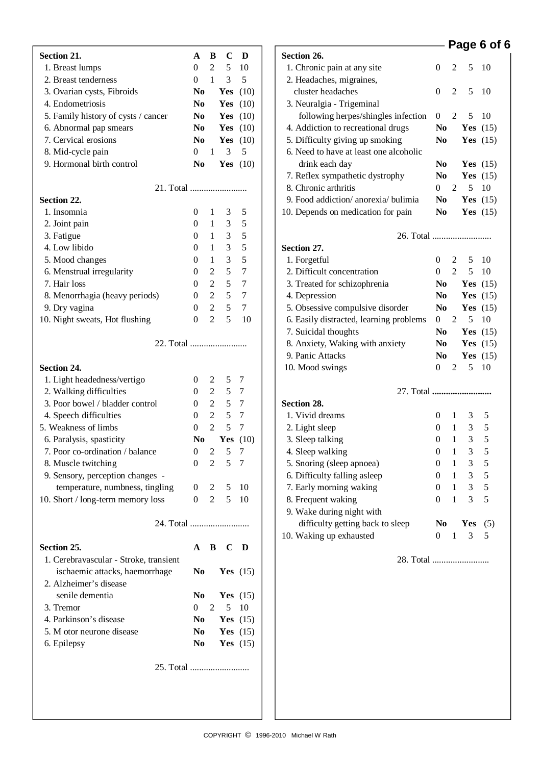## Section 21.

| | A | B | C | D |
|---|---|---|---|---|
| 1. Breast lumps | 0 | 2 | 5 | 10 |
| 2. Breast tenderness | 0 | 1 | 3 | 5 |
| 3. Ovarian cysts, Fibroids | **No** | | **Yes** | (10) |
| 4. Endometriosis | **No** | | **Yes** | (10) |
| 5. Family history of cysts / cancer | **No** | | **Yes** | (10) |
| 6. Abnormal pap smears | **No** | | **Yes** | (10) |
| 7. Cervical erosions | **No** | | **Yes** | (10) |
| 8. Mid-cycle pain | 0 | 1 | 3 | 5 |
| 9. Hormonal birth control | **No** | | **Yes** | (10) |

21. Total .........................

## Section 22.

| | | | | |
|---|---|---|---|---|
| 1. Insomnia | 0 | 1 | 3 | 5 |
| 2. Joint pain | 0 | 1 | 3 | 5 |
| 3. Fatigue | 0 | 1 | 3 | 5 |
| 4. Low libido | 0 | 1 | 3 | 5 |
| 5. Mood changes | 0 | 1 | 3 | 5 |
| 6. Menstrual irregularity | 0 | 2 | 5 | 7 |
| 7. Hair loss | 0 | 2 | 5 | 7 |
| 8. Menorrhagia (heavy periods) | 0 | 2 | 5 | 7 |
| 9. Dry vagina | 0 | 2 | 5 | 7 |
| 10. Night sweats, Hot flushing | 0 | 2 | 5 | 10 |

22. Total .........................

## Section 24.

| | | | | |
|---|---|---|---|---|
| 1. Light headedness/vertigo | 0 | 2 | 5 | 7 |
| 2. Walking difficulties | 0 | 2 | 5 | 7 |
| 3. Poor bowel / bladder control | 0 | 2 | 5 | 7 |
| 4. Speech difficulties | 0 | 2 | 5 | 7 |
| 5. Weakness of limbs | 0 | 2 | 5 | 7 |
| 6. Paralysis, spasticity | **No** | | **Yes** | (10) |
| 7. Poor co-ordination / balance | 0 | 2 | 5 | 7 |
| 8. Muscle twitching | 0 | 2 | 5 | 7 |
| 9. Sensory, perception changes - temperature, numbness, tingling | 0 | 2 | 5 | 10 |
| 10. Short / long-term memory loss | 0 | 2 | 5 | 10 |

24. Total ..........................

## Section 25.

| | A | B | C | D |
|---|---|---|---|---|
| 1. Cerebravascular - Stroke, transient ischaemic attacks, haemorrhage | **No** | | **Yes** | (15) |
| 2. Alzheimer's disease senile dementia | **No** | | **Yes** | (15) |
| 3. Tremor | 0 | 2 | 5 | 10 |
| 4. Parkinson's disease | **No** | | **Yes** | (15) |
| 5. M otor neurone disease | **No** | | **Yes** | (15) |
| 6. Epilepsy | **No** | | **Yes** | (15) |

25. Total ..........................

## Section 26.

| | | | | |
|---|---|---|---|---|
| 1. Chronic pain at any site | 0 | 2 | 5 | 10 |
| 2. Headaches, migraines, cluster headaches | 0 | 2 | 5 | 10 |
| 3. Neuralgia - Trigeminal following herpes/shingles infection | 0 | 2 | 5 | 10 |
| 4. Addiction to recreational drugs | **No** | | **Yes** | (15) |
| 5. Difficulty giving up smoking | **No** | | **Yes** | (15) |
| 6. Need to have at least one alcoholic drink each day | **No** | | **Yes** | (15) |
| 7. Reflex sympathetic dystrophy | **No** | | **Yes** | (15) |
| 8. Chronic arthritis | 0 | 2 | 5 | 10 |
| 9. Food addiction/ anorexia/ bulimia | **No** | | **Yes** | (15) |
| 10. Depends on medication for pain | **No** | | **Yes** | (15) |

26. Total ..........................

## Section 27.

| | | | | |
|---|---|---|---|---|
| 1. Forgetful | 0 | 2 | 5 | 10 |
| 2. Difficult concentration | 0 | 2 | 5 | 10 |
| 3. Treated for schizophrenia | **No** | | **Yes** | (15) |
| 4. Depression | **No** | | **Yes** | (15) |
| 5. Obsessive compulsive disorder | **No** | | **Yes** | (15) |
| 6. Easily distracted, learning problems | 0 | 2 | 5 | 10 |
| 7. Suicidal thoughts | **No** | | **Yes** | (15) |
| 8. Anxiety, Waking with anxiety | **No** | | **Yes** | (15) |
| 9. Panic Attacks | **No** | | **Yes** | (15) |
| 10. Mood swings | 0 | 2 | 5 | 10 |

27. Total **..........................**

## Section 28.

| | | | | |
|---|---|---|---|---|
| 1. Vivid dreams | 0 | 1 | 3 | 5 |
| 2. Light sleep | 0 | 1 | 3 | 5 |
| 3. Sleep talking | 0 | 1 | 3 | 5 |
| 4. Sleep walking | 0 | 1 | 3 | 5 |
| 5. Snoring (sleep apnoea) | 0 | 1 | 3 | 5 |
| 6. Difficulty falling asleep | 0 | 1 | 3 | 5 |
| 7. Early morning waking | 0 | 1 | 3 | 5 |
| 8. Frequent waking | 0 | 1 | 3 | 5 |
| 9. Wake during night with difficulty getting back to sleep | **No** | | **Yes** | (5) |
| 10. Waking up exhausted | 0 | 1 | 3 | 5 |

28. Total .........................

COPYRIGHT © 1996-2010 Michael W Rath